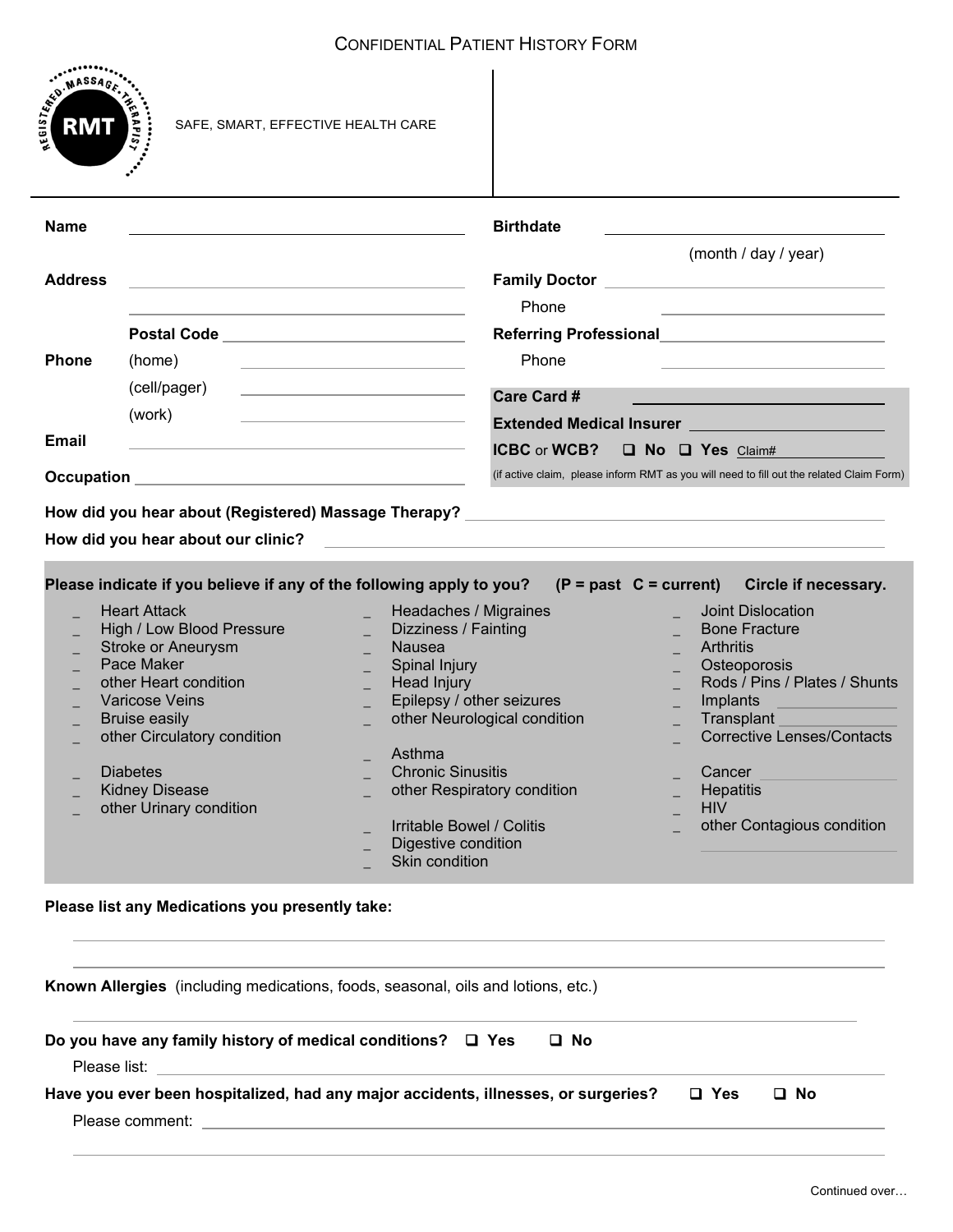# Confidential Patient History Form

RMT — Registered Massage Therapist

SAFE, SMART, EFFECTIVE HEALTH CARE

**Name** ______________________________

**Birthdate** ______________________________ (month / day / year)

**Address** ______________________________

______________________________

**Postal Code** ______________________________

**Family Doctor** ______________________________

Phone ______________________________

**Referring Professional** ______________________________

Phone ______________________________

**Phone** (home) ______________________________

(cell/pager) ______________________________

(work) ______________________________

**Care Card #** ______________________________

**Extended Medical Insurer** ______________________________

**ICBC** or **WCB?** ☐ **No** ☐ **Yes** Claim# ______________

(if active claim, please inform RMT as you will need to fill out the related Claim Form)

**Email** ______________________________

**Occupation** ______________________________

**How did you hear about (Registered) Massage Therapy?** ______________________________

**How did you hear about our clinic?** ______________________________

**Please indicate if you believe if any of the following apply to you? (P = past C = current) Circle if necessary.**

- _ Heart Attack
- _ High / Low Blood Pressure
- _ Stroke or Aneurysm
- _ Pace Maker
- _ other Heart condition
- _ Varicose Veins
- _ Bruise easily
- _ other Circulatory condition
- _ Diabetes
- _ Kidney Disease
- _ other Urinary condition
- _ Headaches / Migraines
- _ Dizziness / Fainting
- _ Nausea
- _ Spinal Injury
- _ Head Injury
- _ Epilepsy / other seizures
- _ other Neurological condition
- _ Asthma
- _ Chronic Sinusitis
- _ other Respiratory condition
- _ Irritable Bowel / Colitis
- _ Digestive condition
- _ Skin condition
- _ Joint Dislocation
- _ Bone Fracture
- _ Arthritis
- _ Osteoporosis
- _ Rods / Pins / Plates / Shunts
- _ Implants ______________
- _ Transplant ______________
- _ Corrective Lenses/Contacts
- _ Cancer ______________
- _ Hepatitis
- _ HIV
- _ other Contagious condition ______________

**Please list any Medications you presently take:**

______________________________

______________________________

**Known Allergies** (including medications, foods, seasonal, oils and lotions, etc.)

______________________________

**Do you have any family history of medical conditions?** ☐ **Yes** ☐ **No**

Please list: ______________________________

**Have you ever been hospitalized, had any major accidents, illnesses, or surgeries?** ☐ **Yes** ☐ **No**

Please comment: ______________________________

______________________________

Continued over…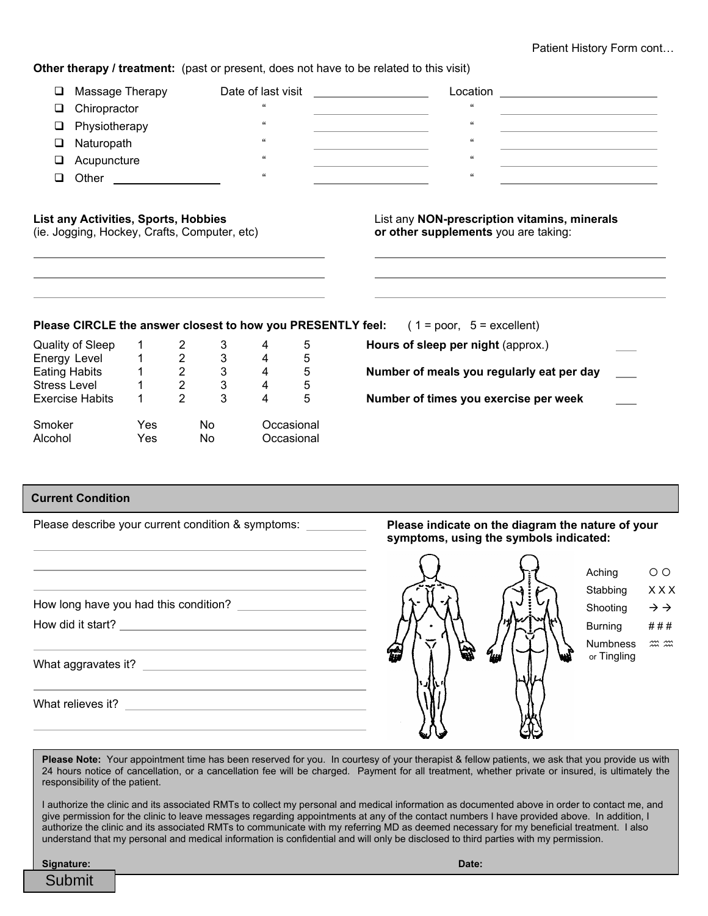Patient History Form cont…

**Other therapy / treatment:** (past or present, does not have to be related to this visit)

- ☐ Massage Therapy — Date of last visit \_\_\_\_\_\_\_\_\_\_ Location \_\_\_\_\_\_\_\_\_\_
- ☐ Chiropractor — " \_\_\_\_\_\_\_\_\_\_ " \_\_\_\_\_\_\_\_\_\_
- ☐ Physiotherapy — " \_\_\_\_\_\_\_\_\_\_ " \_\_\_\_\_\_\_\_\_\_
- ☐ Naturopath — " \_\_\_\_\_\_\_\_\_\_ " \_\_\_\_\_\_\_\_\_\_
- ☐ Acupuncture — " \_\_\_\_\_\_\_\_\_\_ " \_\_\_\_\_\_\_\_\_\_
- ☐ Other \_\_\_\_\_\_\_\_\_\_ — " \_\_\_\_\_\_\_\_\_\_ " \_\_\_\_\_\_\_\_\_\_

**List any Activities, Sports, Hobbies**
(ie. Jogging, Hockey, Crafts, Computer, etc)

\_\_\_\_\_\_\_\_\_\_\_\_\_\_\_\_\_\_\_\_

List any **NON-prescription vitamins, minerals or other supplements** you are taking:

\_\_\_\_\_\_\_\_\_\_\_\_\_\_\_\_\_\_\_\_

**Please CIRCLE the answer closest to how you PRESENTLY feel:** ( 1 = poor, 5 = excellent)

| | | | | | |
|---|---|---|---|---|---|
| Quality of Sleep | 1 | 2 | 3 | 4 | 5 |
| Energy Level | 1 | 2 | 3 | 4 | 5 |
| Eating Habits | 1 | 2 | 3 | 4 | 5 |
| Stress Level | 1 | 2 | 3 | 4 | 5 |
| Exercise Habits | 1 | 2 | 3 | 4 | 5 |

| | | | |
|---|---|---|---|
| Smoker | Yes | No | Occasional |
| Alcohol | Yes | No | Occasional |

**Hours of sleep per night** (approx.) \_\_\_

**Number of meals you regularly eat per day** \_\_\_

**Number of times you exercise per week** \_\_\_

## Current Condition

Please describe your current condition & symptoms: \_\_\_\_\_\_\_\_\_\_

How long have you had this condition? \_\_\_\_\_\_\_\_\_\_

How did it start? \_\_\_\_\_\_\_\_\_\_

What aggravates it? \_\_\_\_\_\_\_\_\_\_

What relieves it? \_\_\_\_\_\_\_\_\_\_

**Please indicate on the diagram the nature of your symptoms, using the symbols indicated:**

| | |
|---|---|
| Aching | ○ ○ |
| Stabbing | X X X |
| Shooting | → → |
| Burning | # # # |
| Numbness or Tingling | ≈ ≈ |

**Please Note:** Your appointment time has been reserved for you. In courtesy of your therapist & fellow patients, we ask that you provide us with 24 hours notice of cancellation, or a cancellation fee will be charged. Payment for all treatment, whether private or insured, is ultimately the responsibility of the patient.

I authorize the clinic and its associated RMTs to collect my personal and medical information as documented above in order to contact me, and give permission for the clinic to leave messages regarding appointments at any of the contact numbers I have provided above. In addition, I authorize the clinic and its associated RMTs to communicate with my referring MD as deemed necessary for my beneficial treatment. I also understand that my personal and medical information is confidential and will only be disclosed to third parties with my permission.

**Signature:** **Date:**

Submit